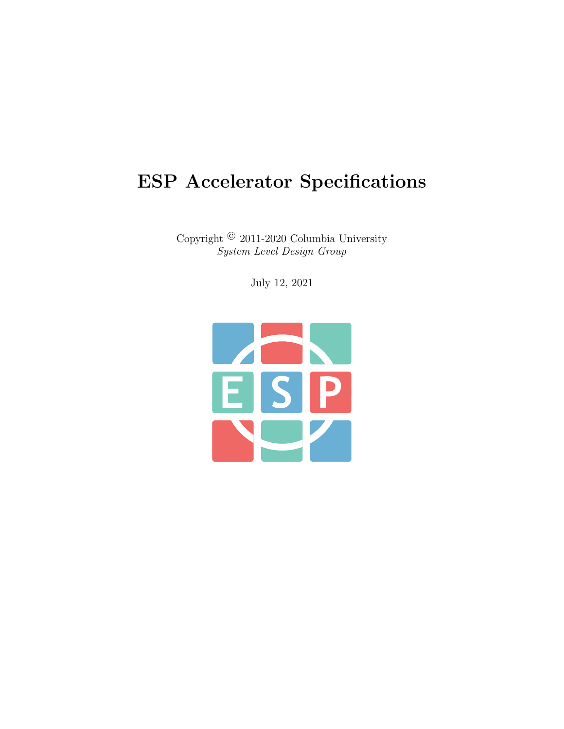# ESP Accelerator Specifications

Copyright © 2011-2020 Columbia University
*System Level Design Group*

July 12, 2021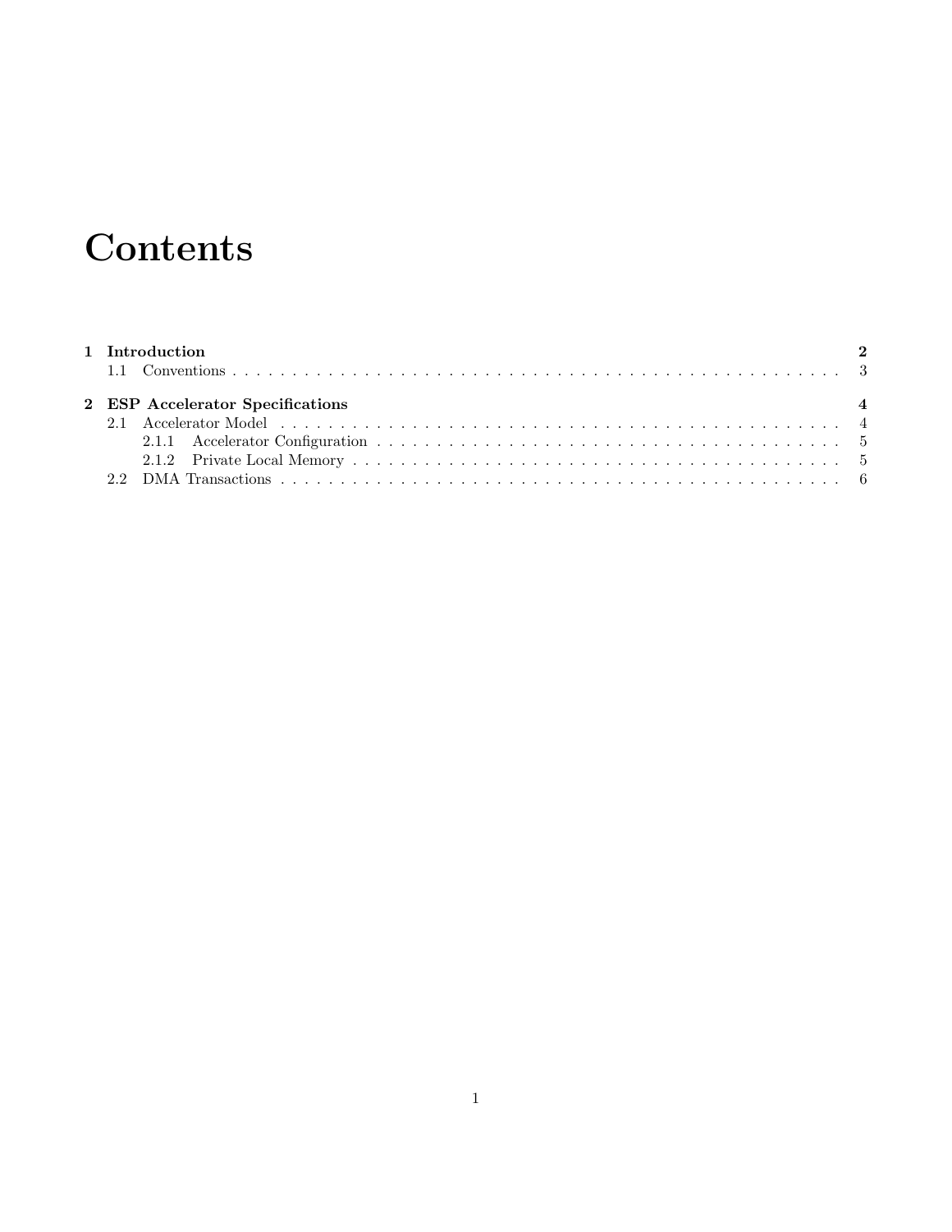# Contents

| | | |
|---|---|---|
| **1** | **Introduction** | **2** |
| | 1.1 Conventions | 3 |
| **2** | **ESP Accelerator Specifications** | **4** |
| | 2.1 Accelerator Model | 4 |
| | 2.1.1 Accelerator Configuration | 5 |
| | 2.1.2 Private Local Memory | 5 |
| | 2.2 DMA Transactions | 6 |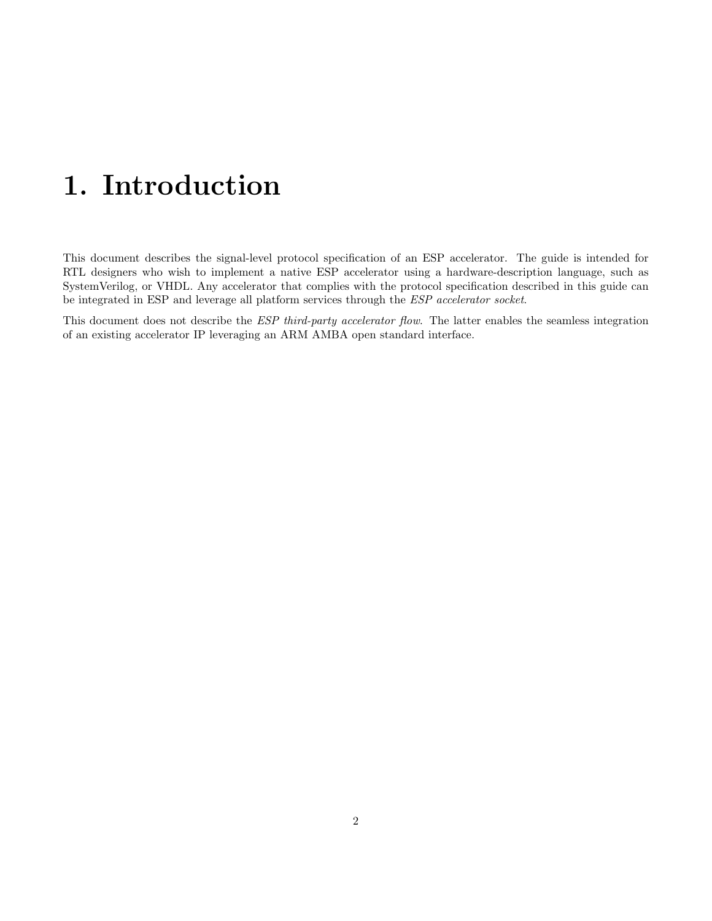# 1. Introduction

This document describes the signal-level protocol specification of an ESP accelerator. The guide is intended for RTL designers who wish to implement a native ESP accelerator using a hardware-description language, such as SystemVerilog, or VHDL. Any accelerator that complies with the protocol specification described in this guide can be integrated in ESP and leverage all platform services through the *ESP accelerator socket*.

This document does not describe the *ESP third-party accelerator flow*. The latter enables the seamless integration of an existing accelerator IP leveraging an ARM AMBA open standard interface.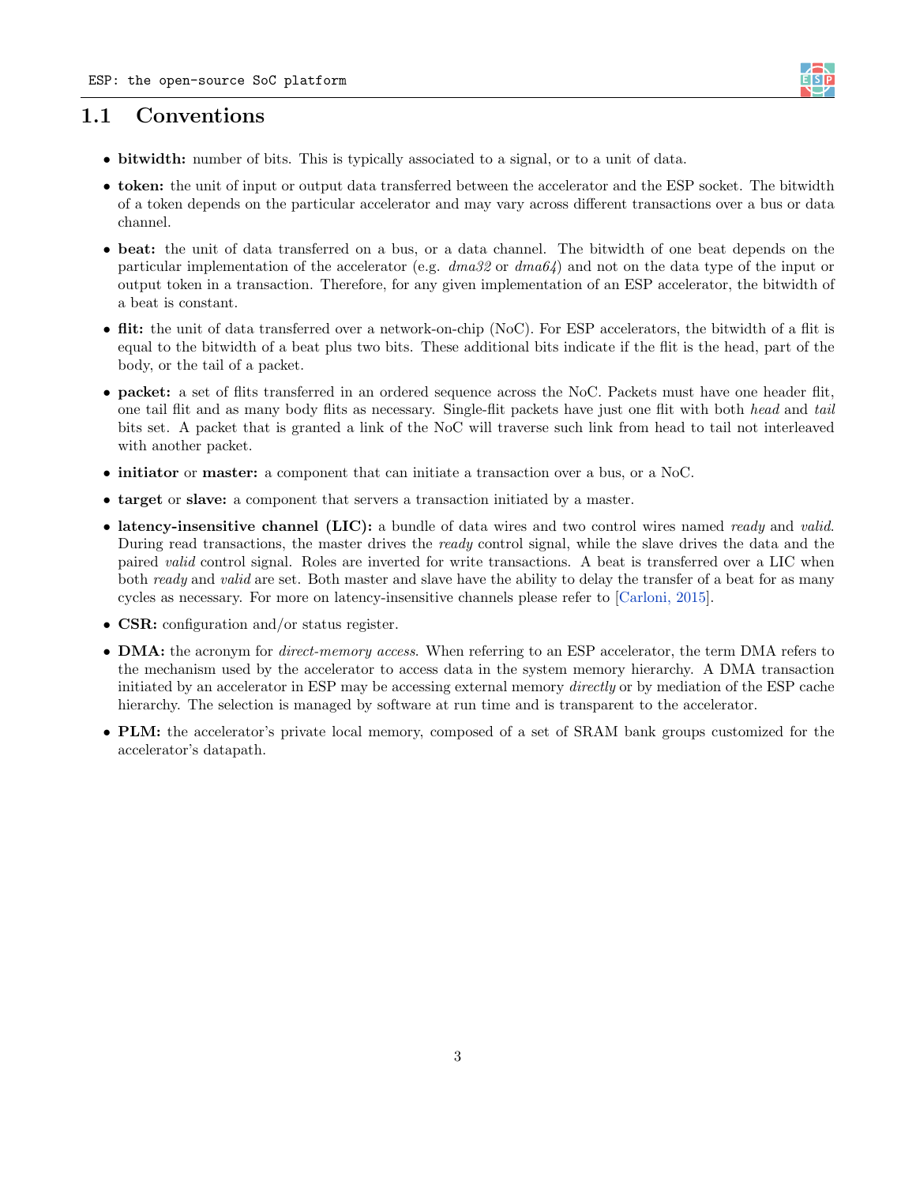## 1.1 Conventions

- **bitwidth:** number of bits. This is typically associated to a signal, or to a unit of data.
- **token:** the unit of input or output data transferred between the accelerator and the ESP socket. The bitwidth of a token depends on the particular accelerator and may vary across different transactions over a bus or data channel.
- **beat:** the unit of data transferred on a bus, or a data channel. The bitwidth of one beat depends on the particular implementation of the accelerator (e.g. *dma32* or *dma64*) and not on the data type of the input or output token in a transaction. Therefore, for any given implementation of an ESP accelerator, the bitwidth of a beat is constant.
- **flit:** the unit of data transferred over a network-on-chip (NoC). For ESP accelerators, the bitwidth of a flit is equal to the bitwidth of a beat plus two bits. These additional bits indicate if the flit is the head, part of the body, or the tail of a packet.
- **packet:** a set of flits transferred in an ordered sequence across the NoC. Packets must have one header flit, one tail flit and as many body flits as necessary. Single-flit packets have just one flit with both *head* and *tail* bits set. A packet that is granted a link of the NoC will traverse such link from head to tail not interleaved with another packet.
- **initiator** or **master:** a component that can initiate a transaction over a bus, or a NoC.
- **target** or **slave:** a component that servers a transaction initiated by a master.
- **latency-insensitive channel (LIC):** a bundle of data wires and two control wires named *ready* and *valid*. During read transactions, the master drives the *ready* control signal, while the slave drives the data and the paired *valid* control signal. Roles are inverted for write transactions. A beat is transferred over a LIC when both *ready* and *valid* are set. Both master and slave have the ability to delay the transfer of a beat for as many cycles as necessary. For more on latency-insensitive channels please refer to [Carloni, 2015].
- **CSR:** configuration and/or status register.
- **DMA:** the acronym for *direct-memory access*. When referring to an ESP accelerator, the term DMA refers to the mechanism used by the accelerator to access data in the system memory hierarchy. A DMA transaction initiated by an accelerator in ESP may be accessing external memory *directly* or by mediation of the ESP cache hierarchy. The selection is managed by software at run time and is transparent to the accelerator.
- **PLM:** the accelerator's private local memory, composed of a set of SRAM bank groups customized for the accelerator's datapath.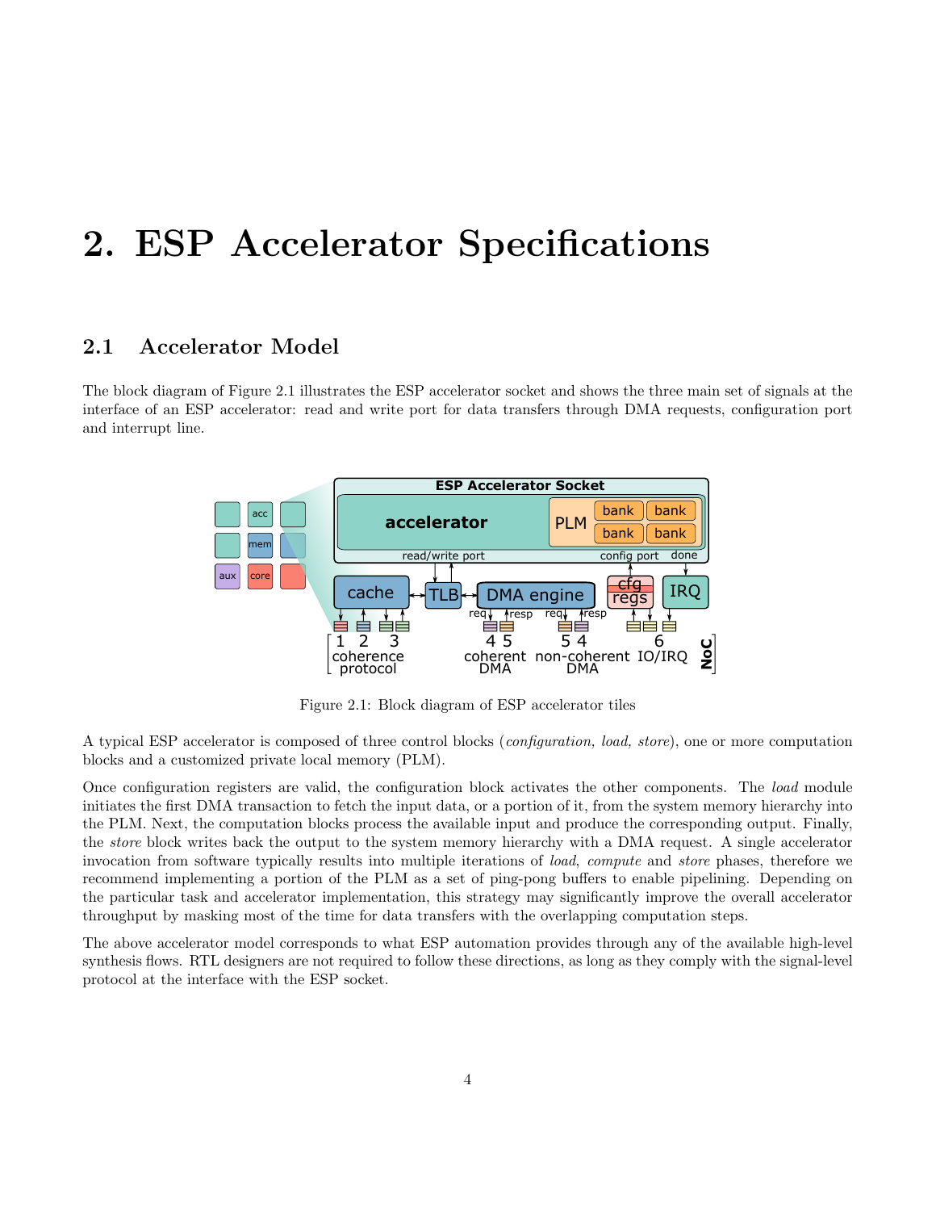# 2. ESP Accelerator Specifications

## 2.1 Accelerator Model

The block diagram of Figure 2.1 illustrates the ESP accelerator socket and shows the three main set of signals at the interface of an ESP accelerator: read and write port for data transfers through DMA requests, configuration port and interrupt line.

Figure 2.1: Block diagram of ESP accelerator tiles

A typical ESP accelerator is composed of three control blocks (*configuration, load, store*), one or more computation blocks and a customized private local memory (PLM).

Once configuration registers are valid, the configuration block activates the other components. The *load* module initiates the first DMA transaction to fetch the input data, or a portion of it, from the system memory hierarchy into the PLM. Next, the computation blocks process the available input and produce the corresponding output. Finally, the *store* block writes back the output to the system memory hierarchy with a DMA request. A single accelerator invocation from software typically results into multiple iterations of *load*, *compute* and *store* phases, therefore we recommend implementing a portion of the PLM as a set of ping-pong buffers to enable pipelining. Depending on the particular task and accelerator implementation, this strategy may significantly improve the overall accelerator throughput by masking most of the time for data transfers with the overlapping computation steps.

The above accelerator model corresponds to what ESP automation provides through any of the available high-level synthesis flows. RTL designers are not required to follow these directions, as long as they comply with the signal-level protocol at the interface with the ESP socket.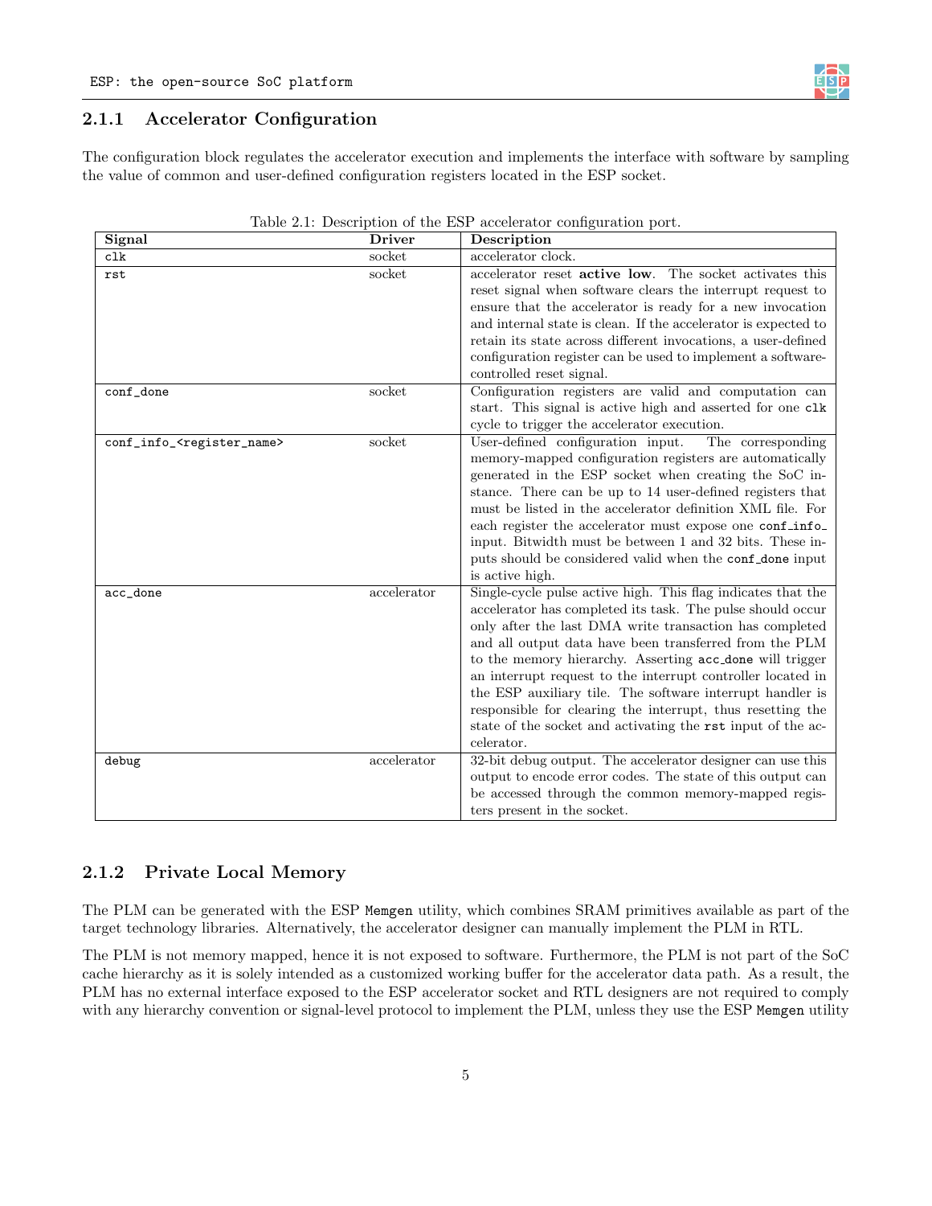### 2.1.1 Accelerator Configuration

The configuration block regulates the accelerator execution and implements the interface with software by sampling the value of common and user-defined configuration registers located in the ESP socket.

Table 2.1: Description of the ESP accelerator configuration port.

| Signal | Driver | Description |
|---|---|---|
| `clk` | socket | accelerator clock. |
| `rst` | socket | accelerator reset **active low**. The socket activates this reset signal when software clears the interrupt request to ensure that the accelerator is ready for a new invocation and internal state is clean. If the accelerator is expected to retain its state across different invocations, a user-defined configuration register can be used to implement a software-controlled reset signal. |
| `conf_done` | socket | Configuration registers are valid and computation can start. This signal is active high and asserted for one `clk` cycle to trigger the accelerator execution. |
| `conf_info_<register_name>` | socket | User-defined configuration input. The corresponding memory-mapped configuration registers are automatically generated in the ESP socket when creating the SoC instance. There can be up to 14 user-defined registers that must be listed in the accelerator definition XML file. For each register the accelerator must expose one `conf_info_` input. Bitwidth must be between 1 and 32 bits. These inputs should be considered valid when the `conf_done` input is active high. |
| `acc_done` | accelerator | Single-cycle pulse active high. This flag indicates that the accelerator has completed its task. The pulse should occur only after the last DMA write transaction has completed and all output data have been transferred from the PLM to the memory hierarchy. Asserting `acc_done` will trigger an interrupt request to the interrupt controller located in the ESP auxiliary tile. The software interrupt handler is responsible for clearing the interrupt, thus resetting the state of the socket and activating the `rst` input of the accelerator. |
| `debug` | accelerator | 32-bit debug output. The accelerator designer can use this output to encode error codes. The state of this output can be accessed through the common memory-mapped registers present in the socket. |

### 2.1.2 Private Local Memory

The PLM can be generated with the ESP `Memgen` utility, which combines SRAM primitives available as part of the target technology libraries. Alternatively, the accelerator designer can manually implement the PLM in RTL.

The PLM is not memory mapped, hence it is not exposed to software. Furthermore, the PLM is not part of the SoC cache hierarchy as it is solely intended as a customized working buffer for the accelerator data path. As a result, the PLM has no external interface exposed to the ESP accelerator socket and RTL designers are not required to comply with any hierarchy convention or signal-level protocol to implement the PLM, unless they use the ESP `Memgen` utility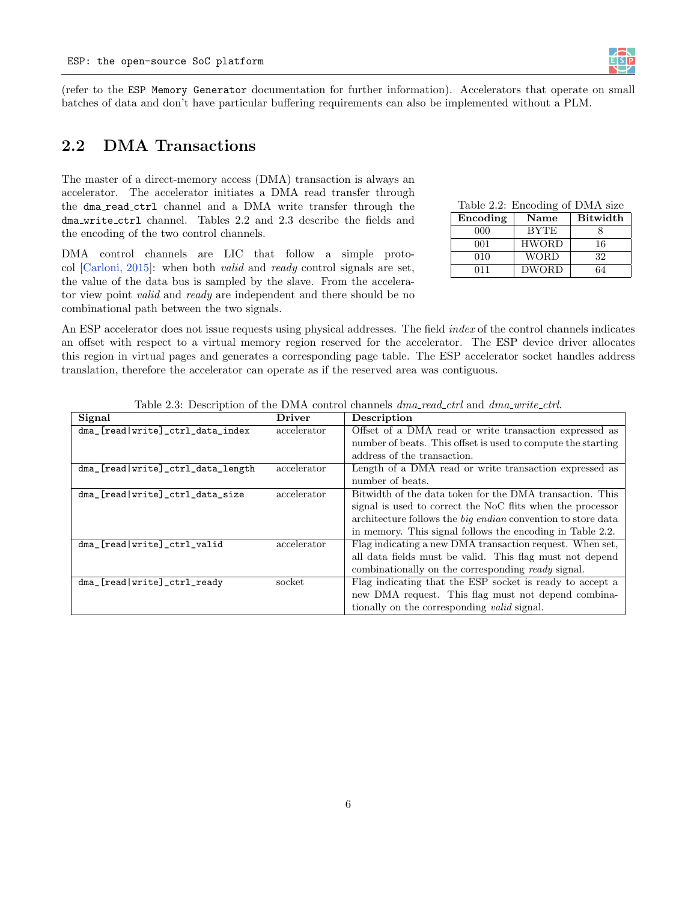(refer to the ESP Memory Generator documentation for further information). Accelerators that operate on small batches of data and don't have particular buffering requirements can also be implemented without a PLM.

## 2.2 DMA Transactions

The master of a direct-memory access (DMA) transaction is always an accelerator. The accelerator initiates a DMA read transfer through the dma_read_ctrl channel and a DMA write transfer through the dma_write_ctrl channel. Tables 2.2 and 2.3 describe the fields and the encoding of the two control channels.

DMA control channels are LIC that follow a simple protocol [Carloni, 2015]: when both *valid* and *ready* control signals are set, the value of the data bus is sampled by the slave. From the accelerator view point *valid* and *ready* are independent and there should be no combinational path between the two signals.

Table 2.2: Encoding of DMA size

| Encoding | Name | Bitwidth |
|---|---|---|
| 000 | BYTE | 8 |
| 001 | HWORD | 16 |
| 010 | WORD | 32 |
| 011 | DWORD | 64 |

An ESP accelerator does not issue requests using physical addresses. The field *index* of the control channels indicates an offset with respect to a virtual memory region reserved for the accelerator. The ESP device driver allocates this region in virtual pages and generates a corresponding page table. The ESP accelerator socket handles address translation, therefore the accelerator can operate as if the reserved area was contiguous.

Table 2.3: Description of the DMA control channels *dma_read_ctrl* and *dma_write_ctrl*.

| Signal | Driver | Description |
|---|---|---|
| `dma_[read\|write]_ctrl_data_index` | accelerator | Offset of a DMA read or write transaction expressed as number of beats. This offset is used to compute the starting address of the transaction. |
| `dma_[read\|write]_ctrl_data_length` | accelerator | Length of a DMA read or write transaction expressed as number of beats. |
| `dma_[read\|write]_ctrl_data_size` | accelerator | Bitwidth of the data token for the DMA transaction. This signal is used to correct the NoC flits when the processor architecture follows the *big endian* convention to store data in memory. This signal follows the encoding in Table 2.2. |
| `dma_[read\|write]_ctrl_valid` | accelerator | Flag indicating a new DMA transaction request. When set, all data fields must be valid. This flag must not depend combinationally on the corresponding *ready* signal. |
| `dma_[read\|write]_ctrl_ready` | socket | Flag indicating that the ESP socket is ready to accept a new DMA request. This flag must not depend combinationally on the corresponding *valid* signal. |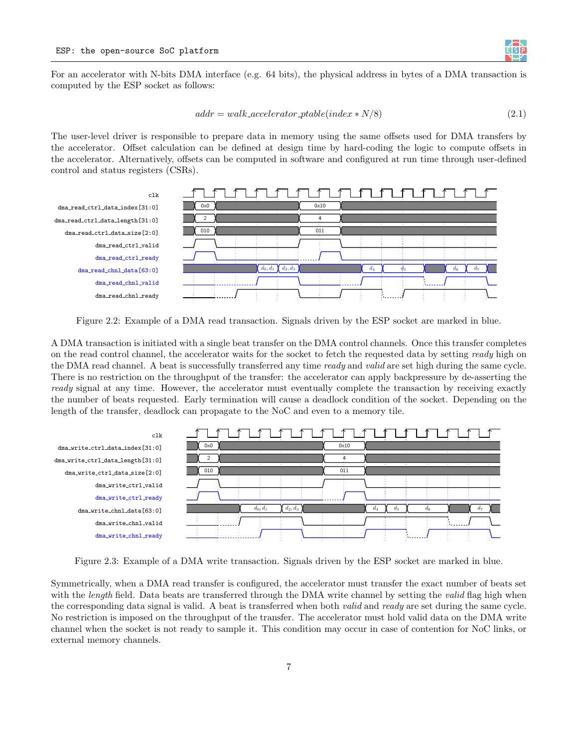For an accelerator with N-bits DMA interface (e.g. 64 bits), the physical address in bytes of a DMA transaction is computed by the ESP socket as follows:

$$addr = walk\_accelerator\_ptable(index * N/8) \tag{2.1}$$

The user-level driver is responsible to prepare data in memory using the same offsets used for DMA transfers by the accelerator. Offset calculation can be defined at design time by hard-coding the logic to compute offsets in the accelerator. Alternatively, offsets can be computed in software and configured at run time through user-defined control and status registers (CSRs).

Figure 2.2: Example of a DMA read transaction. Signals driven by the ESP socket are marked in blue.

A DMA transaction is initiated with a single beat transfer on the DMA control channels. Once this transfer completes on the read control channel, the accelerator waits for the socket to fetch the requested data by setting *ready* high on the DMA read channel. A beat is successfully transferred any time *ready* and *valid* are set high during the same cycle. There is no restriction on the throughput of the transfer: the accelerator can apply backpressure by de-asserting the *ready* signal at any time. However, the accelerator must eventually complete the transaction by receiving exactly the number of beats requested. Early termination will cause a deadlock condition of the socket. Depending on the length of the transfer, deadlock can propagate to the NoC and even to a memory tile.

Figure 2.3: Example of a DMA write transaction. Signals driven by the ESP socket are marked in blue.

Symmetrically, when a DMA read transfer is configured, the accelerator must transfer the exact number of beats set with the *length* field. Data beats are transferred through the DMA write channel by setting the *valid* flag high when the corresponding data signal is valid. A beat is transferred when both *valid* and *ready* are set during the same cycle. No restriction is imposed on the throughput of the transfer. The accelerator must hold valid data on the DMA write channel when the socket is not ready to sample it. This condition may occur in case of contention for NoC links, or external memory channels.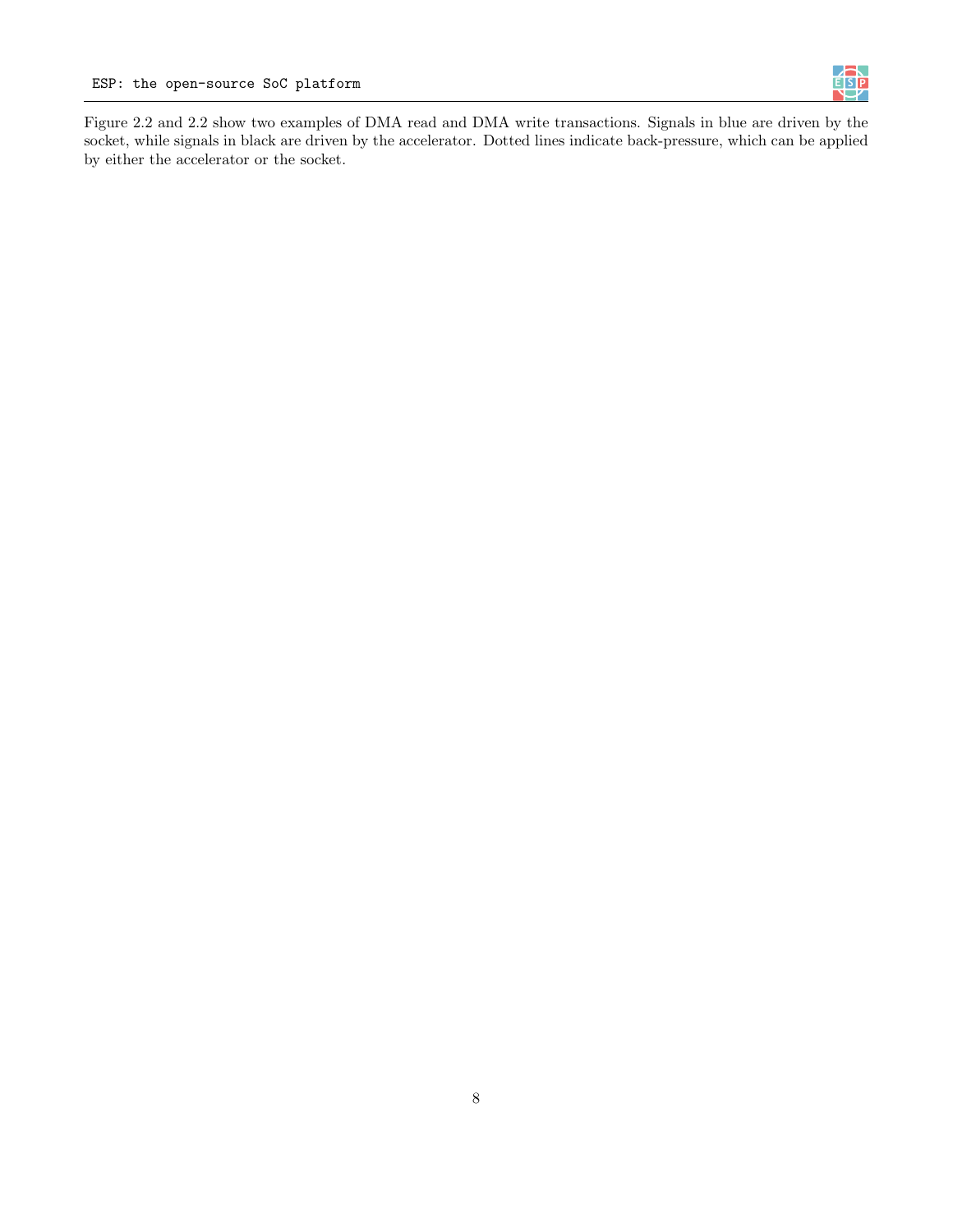Figure 2.2 and 2.2 show two examples of DMA read and DMA write transactions. Signals in blue are driven by the socket, while signals in black are driven by the accelerator. Dotted lines indicate back-pressure, which can be applied by either the accelerator or the socket.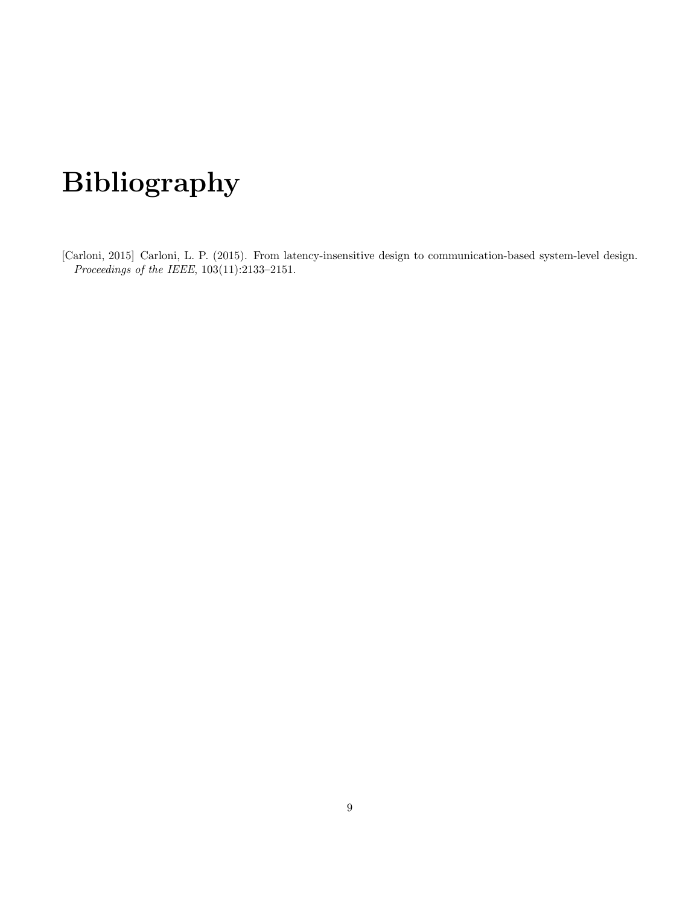# Bibliography

[Carloni, 2015] Carloni, L. P. (2015). From latency-insensitive design to communication-based system-level design. *Proceedings of the IEEE*, 103(11):2133–2151.